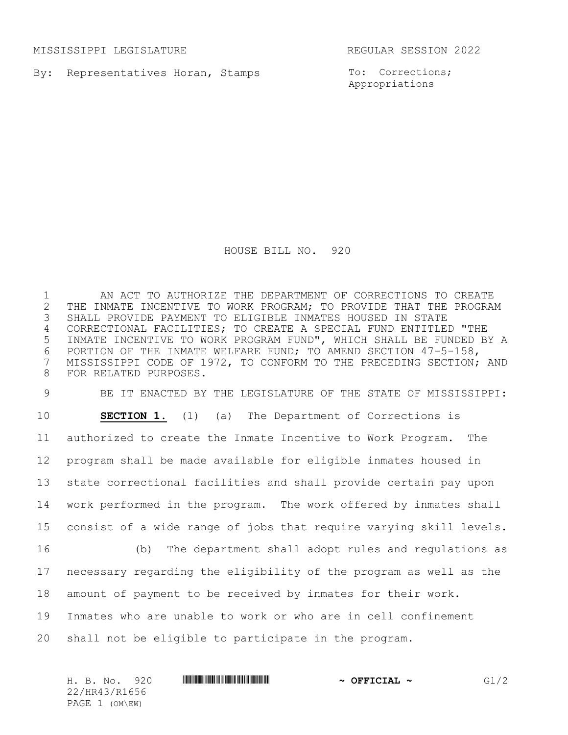MISSISSIPPI LEGISLATURE REGULAR SESSION 2022

By: Representatives Horan, Stamps

To: Corrections; Appropriations

# HOUSE BILL NO. 920

AN ACT TO AUTHORIZE THE DEPARTMENT OF CORRECTIONS TO CREATE THE INMATE INCENTIVE TO WORK PROGRAM; TO PROVIDE THAT THE PROGRAM SHALL PROVIDE PAYMENT TO ELIGIBLE INMATES HOUSED IN STATE CORRECTIONAL FACILITIES; TO CREATE A SPECIAL FUND ENTITLED "THE INMATE INCENTIVE TO WORK PROGRAM FUND", WHICH SHALL BE FUNDED BY A PORTION OF THE INMATE WELFARE FUND; TO AMEND SECTION 47-5-158, MISSISSIPPI CODE OF 1972, TO CONFORM TO THE PRECEDING SECTION; AND FOR RELATED PURPOSES.

BE IT ENACTED BY THE LEGISLATURE OF THE STATE OF MISSISSIPPI:

**SECTION 1.** (1) (a) The Department of Corrections is authorized to create the Inmate Incentive to Work Program. The program shall be made available for eligible inmates housed in state correctional facilities and shall provide certain pay upon work performed in the program. The work offered by inmates shall consist of a wide range of jobs that require varying skill levels.

(b) The department shall adopt rules and regulations as necessary regarding the eligibility of the program as well as the amount of payment to be received by inmates for their work. Inmates who are unable to work or who are in cell confinement shall not be eligible to participate in the program.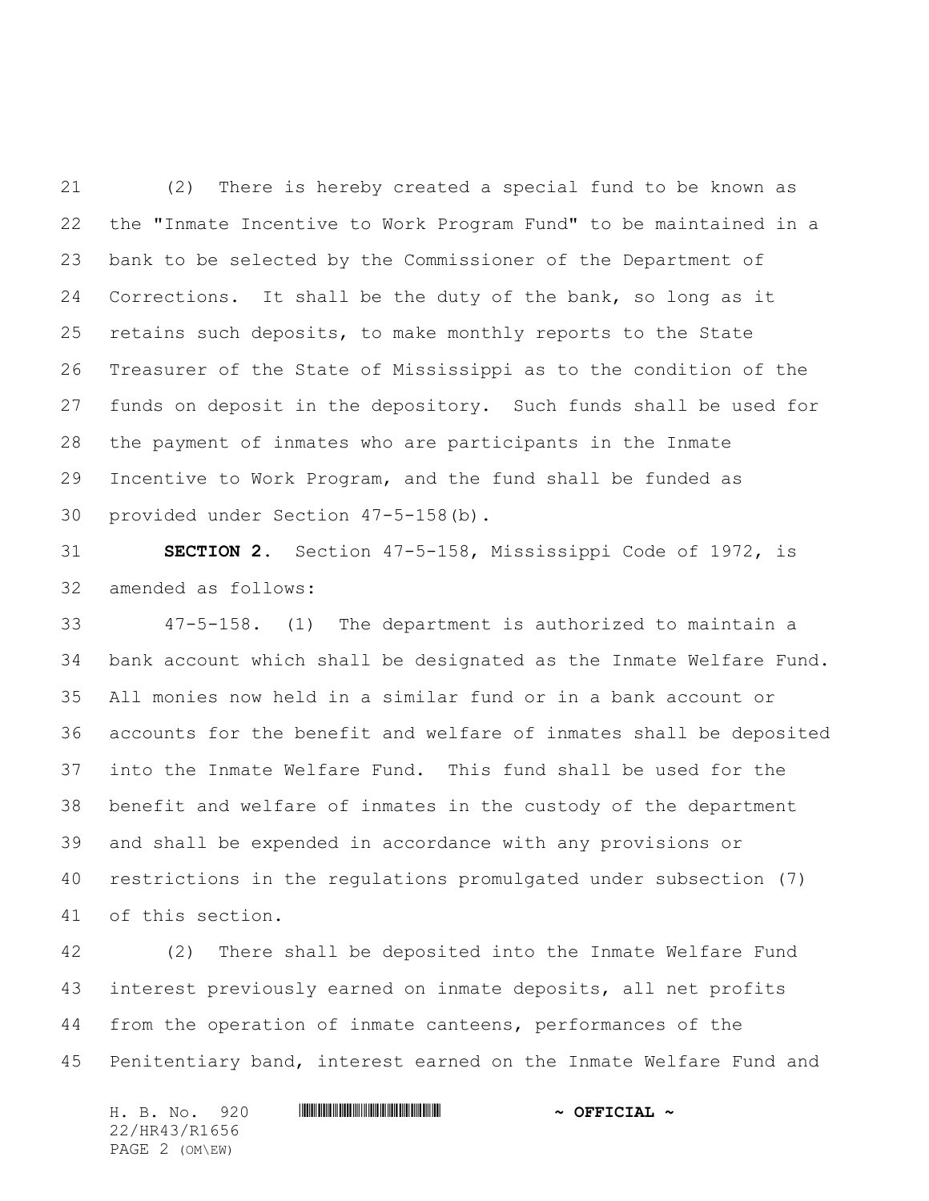(2) There is hereby created a special fund to be known as the "Inmate Incentive to Work Program Fund" to be maintained in a bank to be selected by the Commissioner of the Department of Corrections. It shall be the duty of the bank, so long as it retains such deposits, to make monthly reports to the State Treasurer of the State of Mississippi as to the condition of the funds on deposit in the depository. Such funds shall be used for the payment of inmates who are participants in the Inmate Incentive to Work Program, and the fund shall be funded as provided under Section 47-5-158(b).

**SECTION 2.** Section 47-5-158, Mississippi Code of 1972, is amended as follows:

47-5-158. (1) The department is authorized to maintain a bank account which shall be designated as the Inmate Welfare Fund. All monies now held in a similar fund or in a bank account or accounts for the benefit and welfare of inmates shall be deposited into the Inmate Welfare Fund. This fund shall be used for the benefit and welfare of inmates in the custody of the department and shall be expended in accordance with any provisions or restrictions in the regulations promulgated under subsection (7) of this section.

(2) There shall be deposited into the Inmate Welfare Fund interest previously earned on inmate deposits, all net profits from the operation of inmate canteens, performances of the Penitentiary band, interest earned on the Inmate Welfare Fund and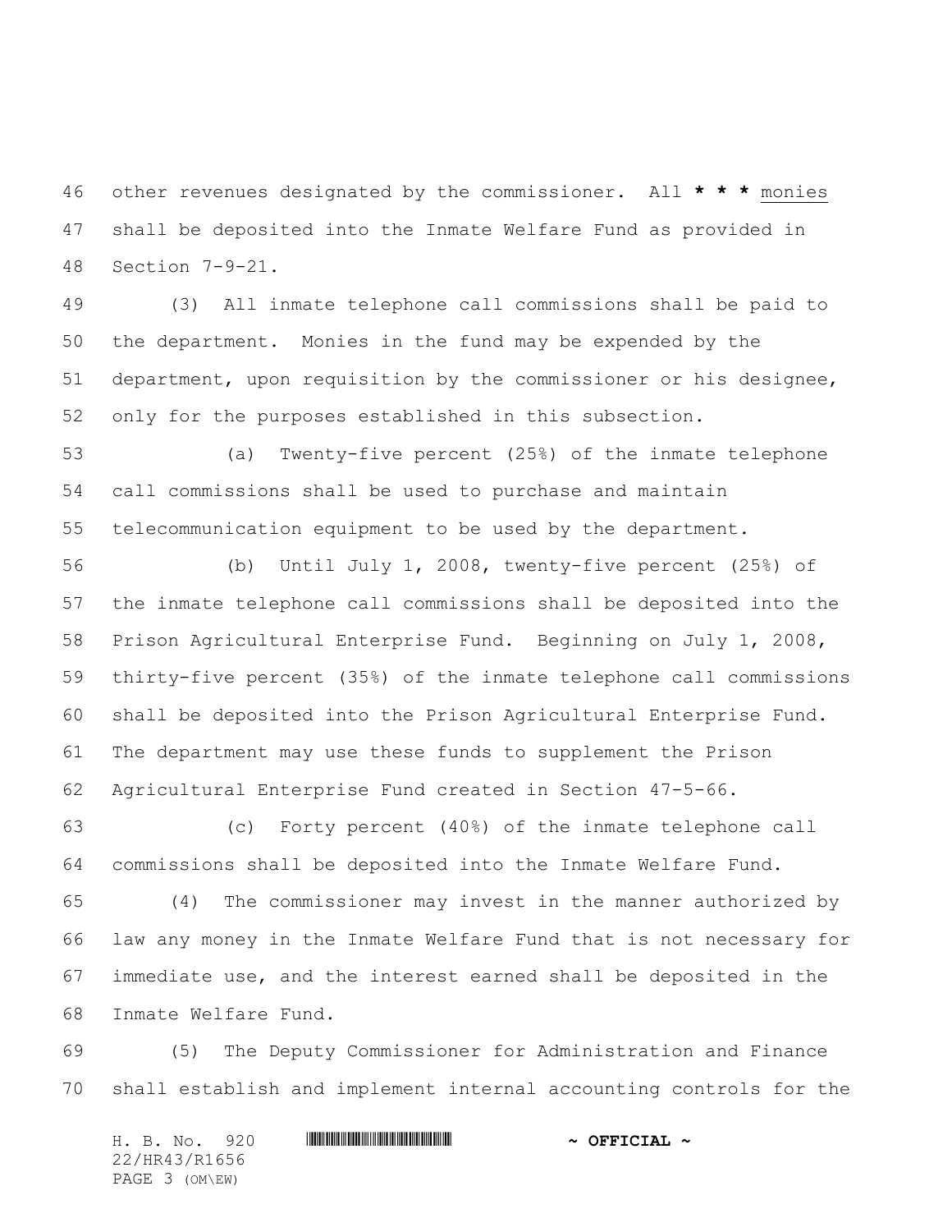other revenues designated by the commissioner. All * * * monies shall be deposited into the Inmate Welfare Fund as provided in Section 7-9-21.

(3) All inmate telephone call commissions shall be paid to the department. Monies in the fund may be expended by the department, upon requisition by the commissioner or his designee, only for the purposes established in this subsection.

(a) Twenty-five percent (25%) of the inmate telephone call commissions shall be used to purchase and maintain telecommunication equipment to be used by the department.

(b) Until July 1, 2008, twenty-five percent (25%) of the inmate telephone call commissions shall be deposited into the Prison Agricultural Enterprise Fund. Beginning on July 1, 2008, thirty-five percent (35%) of the inmate telephone call commissions shall be deposited into the Prison Agricultural Enterprise Fund. The department may use these funds to supplement the Prison Agricultural Enterprise Fund created in Section 47-5-66.

(c) Forty percent (40%) of the inmate telephone call commissions shall be deposited into the Inmate Welfare Fund.

(4) The commissioner may invest in the manner authorized by law any money in the Inmate Welfare Fund that is not necessary for immediate use, and the interest earned shall be deposited in the Inmate Welfare Fund.

(5) The Deputy Commissioner for Administration and Finance shall establish and implement internal accounting controls for the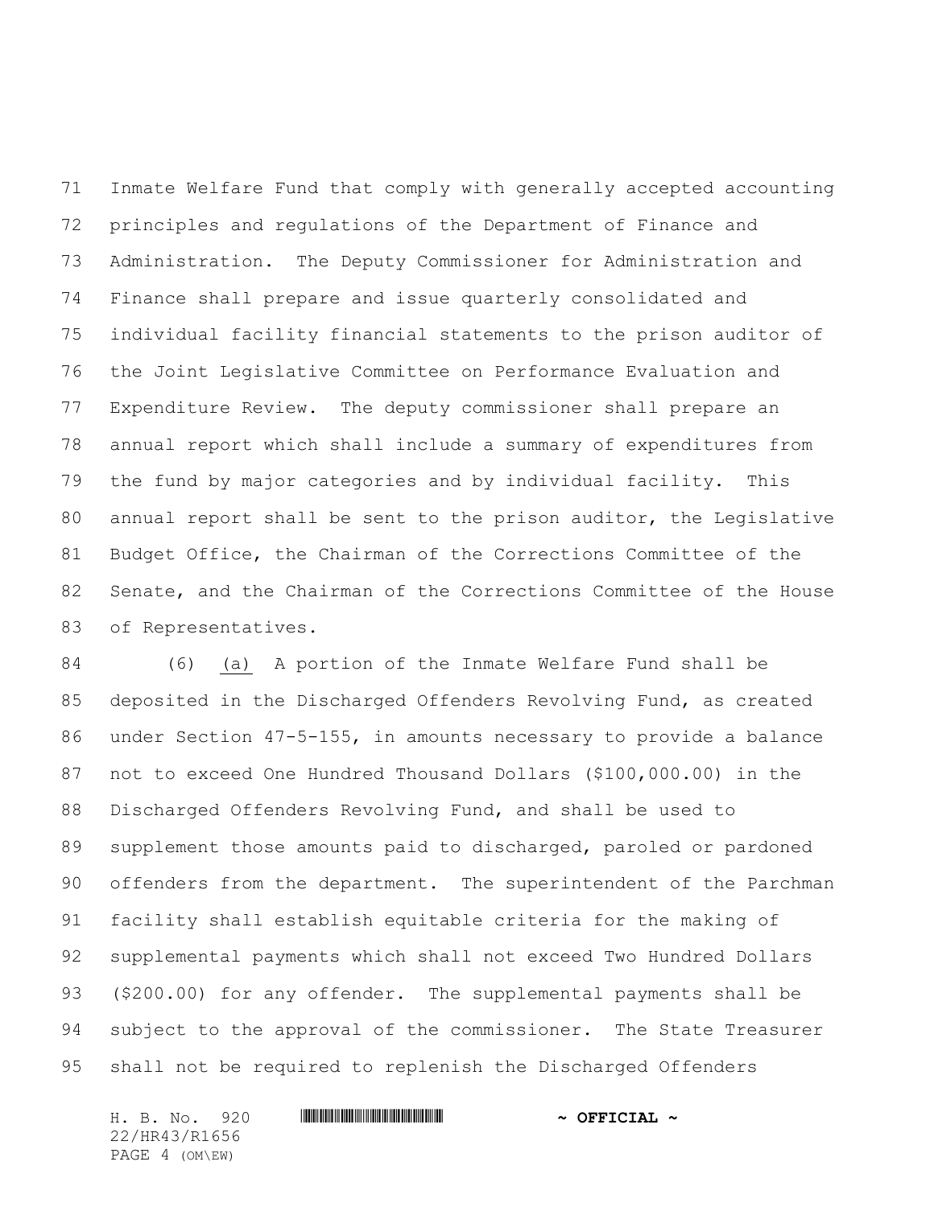Inmate Welfare Fund that comply with generally accepted accounting principles and regulations of the Department of Finance and Administration. The Deputy Commissioner for Administration and Finance shall prepare and issue quarterly consolidated and individual facility financial statements to the prison auditor of the Joint Legislative Committee on Performance Evaluation and Expenditure Review. The deputy commissioner shall prepare an annual report which shall include a summary of expenditures from the fund by major categories and by individual facility. This annual report shall be sent to the prison auditor, the Legislative Budget Office, the Chairman of the Corrections Committee of the Senate, and the Chairman of the Corrections Committee of the House of Representatives.

(6) (a) A portion of the Inmate Welfare Fund shall be deposited in the Discharged Offenders Revolving Fund, as created under Section 47-5-155, in amounts necessary to provide a balance not to exceed One Hundred Thousand Dollars ($100,000.00) in the Discharged Offenders Revolving Fund, and shall be used to supplement those amounts paid to discharged, paroled or pardoned offenders from the department. The superintendent of the Parchman facility shall establish equitable criteria for the making of supplemental payments which shall not exceed Two Hundred Dollars ($200.00) for any offender. The supplemental payments shall be subject to the approval of the commissioner. The State Treasurer shall not be required to replenish the Discharged Offenders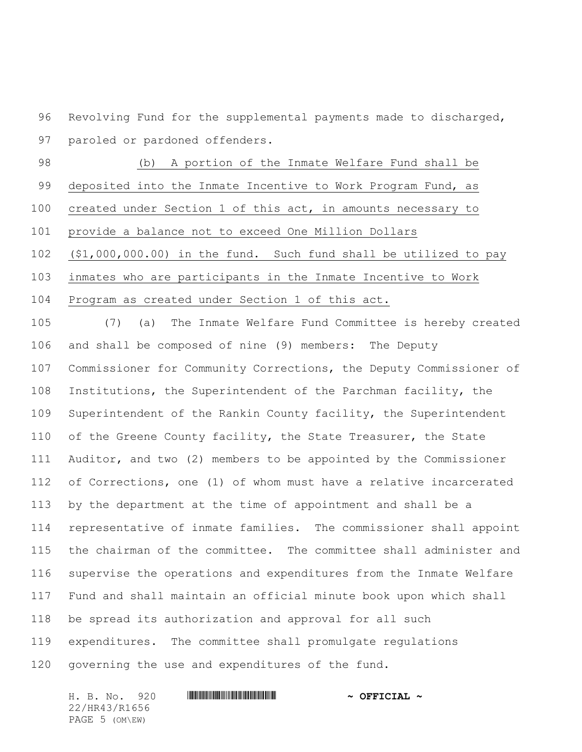Revolving Fund for the supplemental payments made to discharged, paroled or pardoned offenders.

(b) A portion of the Inmate Welfare Fund shall be deposited into the Inmate Incentive to Work Program Fund, as created under Section 1 of this act, in amounts necessary to provide a balance not to exceed One Million Dollars ($1,000,000.00) in the fund. Such fund shall be utilized to pay inmates who are participants in the Inmate Incentive to Work Program as created under Section 1 of this act.

(7) (a) The Inmate Welfare Fund Committee is hereby created and shall be composed of nine (9) members: The Deputy Commissioner for Community Corrections, the Deputy Commissioner of Institutions, the Superintendent of the Parchman facility, the Superintendent of the Rankin County facility, the Superintendent of the Greene County facility, the State Treasurer, the State Auditor, and two (2) members to be appointed by the Commissioner of Corrections, one (1) of whom must have a relative incarcerated by the department at the time of appointment and shall be a representative of inmate families. The commissioner shall appoint the chairman of the committee. The committee shall administer and supervise the operations and expenditures from the Inmate Welfare Fund and shall maintain an official minute book upon which shall be spread its authorization and approval for all such expenditures. The committee shall promulgate regulations governing the use and expenditures of the fund.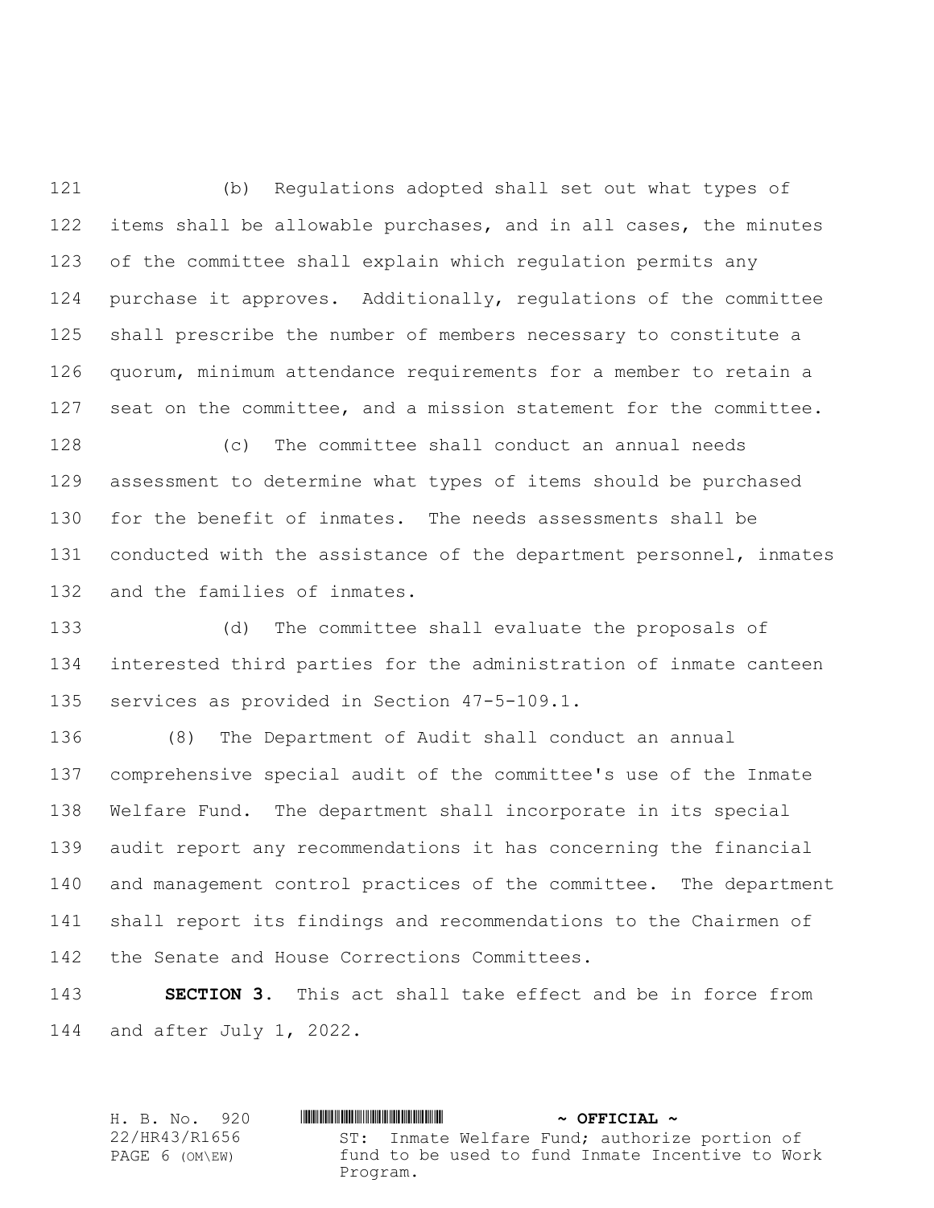(b) Regulations adopted shall set out what types of items shall be allowable purchases, and in all cases, the minutes of the committee shall explain which regulation permits any purchase it approves. Additionally, regulations of the committee shall prescribe the number of members necessary to constitute a quorum, minimum attendance requirements for a member to retain a seat on the committee, and a mission statement for the committee.

(c) The committee shall conduct an annual needs assessment to determine what types of items should be purchased for the benefit of inmates. The needs assessments shall be conducted with the assistance of the department personnel, inmates and the families of inmates.

(d) The committee shall evaluate the proposals of interested third parties for the administration of inmate canteen services as provided in Section 47-5-109.1.

(8) The Department of Audit shall conduct an annual comprehensive special audit of the committee's use of the Inmate Welfare Fund. The department shall incorporate in its special audit report any recommendations it has concerning the financial and management control practices of the committee. The department shall report its findings and recommendations to the Chairmen of the Senate and House Corrections Committees.

**SECTION 3.** This act shall take effect and be in force from and after July 1, 2022.